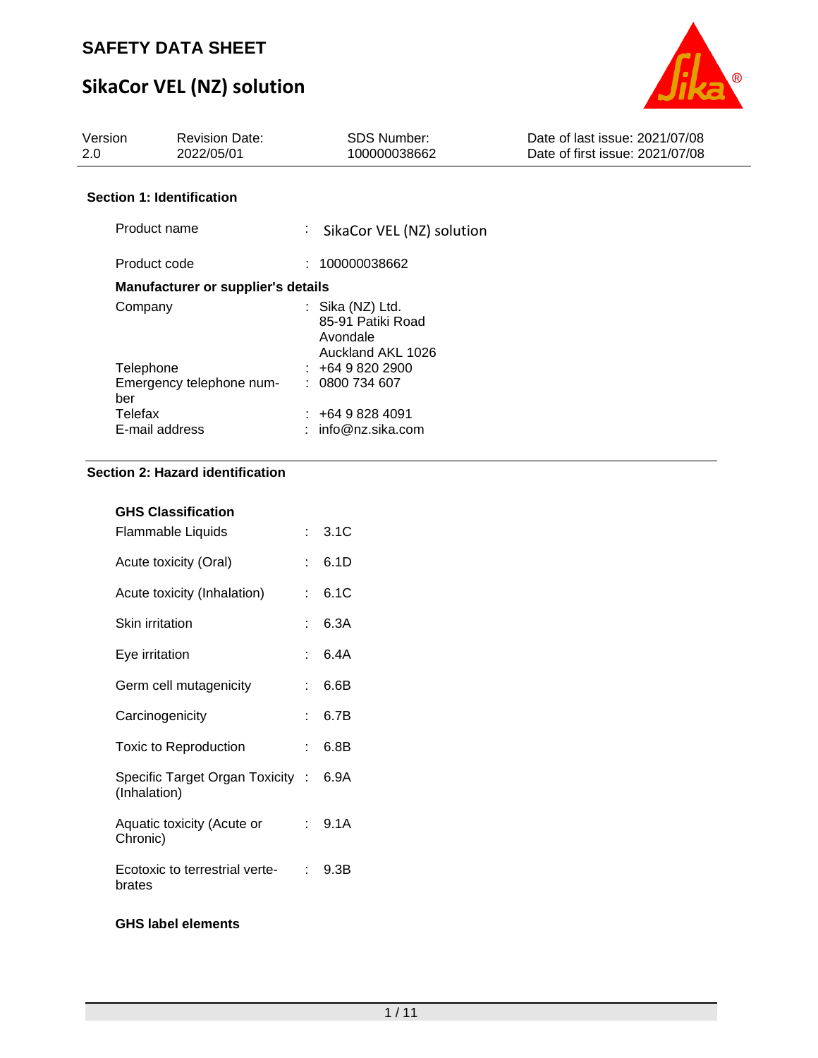# SAFETY DATA SHEET

# SikaCor VEL (NZ) solution

| Version | Revision Date: | SDS Number: | Date of last issue: 2021/07/08 |
|---|---|---|---|
| 2.0 | 2022/05/01 | 100000038662 | Date of first issue: 2021/07/08 |

## Section 1: Identification

| | | |
|---|---|---|
| Product name | : | SikaCor VEL (NZ) solution |
| Product code | : | 100000038662 |

**Manufacturer or supplier's details**

| | | |
|---|---|---|
| Company | : | Sika (NZ) Ltd.<br>85-91 Patiki Road<br>Avondale<br>Auckland AKL 1026 |
| Telephone | : | +64 9 820 2900 |
| Emergency telephone number | : | 0800 734 607 |
| Telefax | : | +64 9 828 4091 |
| E-mail address | : | info@nz.sika.com |

## Section 2: Hazard identification

**GHS Classification**

| | | |
|---|---|---|
| Flammable Liquids | : | 3.1C |
| Acute toxicity (Oral) | : | 6.1D |
| Acute toxicity (Inhalation) | : | 6.1C |
| Skin irritation | : | 6.3A |
| Eye irritation | : | 6.4A |
| Germ cell mutagenicity | : | 6.6B |
| Carcinogenicity | : | 6.7B |
| Toxic to Reproduction | : | 6.8B |
| Specific Target Organ Toxicity (Inhalation) | : | 6.9A |
| Aquatic toxicity (Acute or Chronic) | : | 9.1A |
| Ecotoxic to terrestrial vertebrates | : | 9.3B |

**GHS label elements**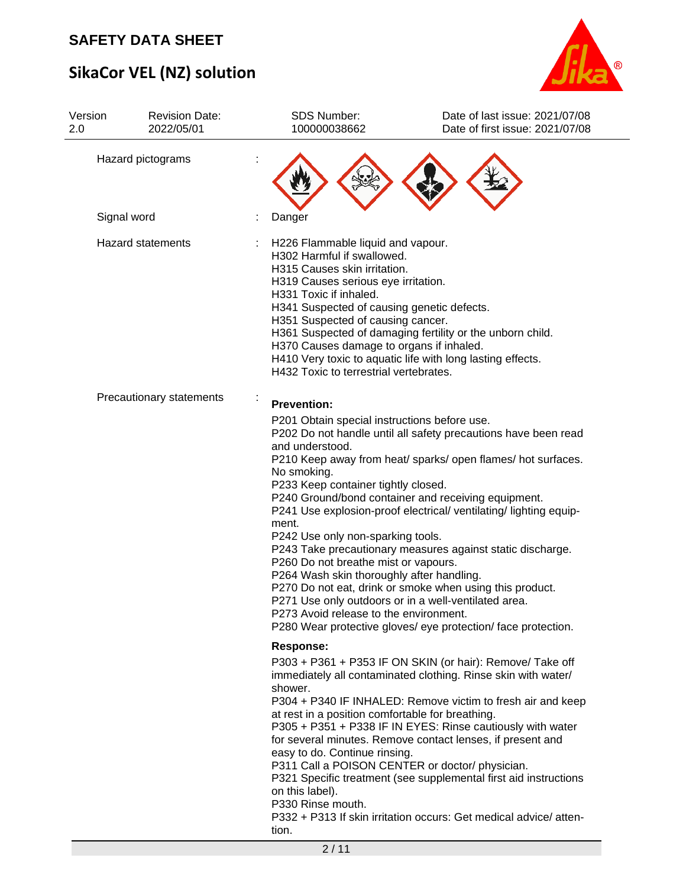| | | |
|---|---|---|
| Hazard pictograms | : | |
| Signal word | : | Danger |
| Hazard statements | : | H226 Flammable liquid and vapour.<br>H302 Harmful if swallowed.<br>H315 Causes skin irritation.<br>H319 Causes serious eye irritation.<br>H331 Toxic if inhaled.<br>H341 Suspected of causing genetic defects.<br>H351 Suspected of causing cancer.<br>H361 Suspected of damaging fertility or the unborn child.<br>H370 Causes damage to organs if inhaled.<br>H410 Very toxic to aquatic life with long lasting effects.<br>H432 Toxic to terrestrial vertebrates. |
| Precautionary statements | : | **Prevention:**<br>P201 Obtain special instructions before use.<br>P202 Do not handle until all safety precautions have been read and understood.<br>P210 Keep away from heat/ sparks/ open flames/ hot surfaces. No smoking.<br>P233 Keep container tightly closed.<br>P240 Ground/bond container and receiving equipment.<br>P241 Use explosion-proof electrical/ ventilating/ lighting equipment.<br>P242 Use only non-sparking tools.<br>P243 Take precautionary measures against static discharge.<br>P260 Do not breathe mist or vapours.<br>P264 Wash skin thoroughly after handling.<br>P270 Do not eat, drink or smoke when using this product.<br>P271 Use only outdoors or in a well-ventilated area.<br>P273 Avoid release to the environment.<br>P280 Wear protective gloves/ eye protection/ face protection.<br>**Response:**<br>P303 + P361 + P353 IF ON SKIN (or hair): Remove/ Take off immediately all contaminated clothing. Rinse skin with water/ shower.<br>P304 + P340 IF INHALED: Remove victim to fresh air and keep at rest in a position comfortable for breathing.<br>P305 + P351 + P338 IF IN EYES: Rinse cautiously with water for several minutes. Remove contact lenses, if present and easy to do. Continue rinsing.<br>P311 Call a POISON CENTER or doctor/ physician.<br>P321 Specific treatment (see supplemental first aid instructions on this label).<br>P330 Rinse mouth.<br>P332 + P313 If skin irritation occurs: Get medical advice/ attention. |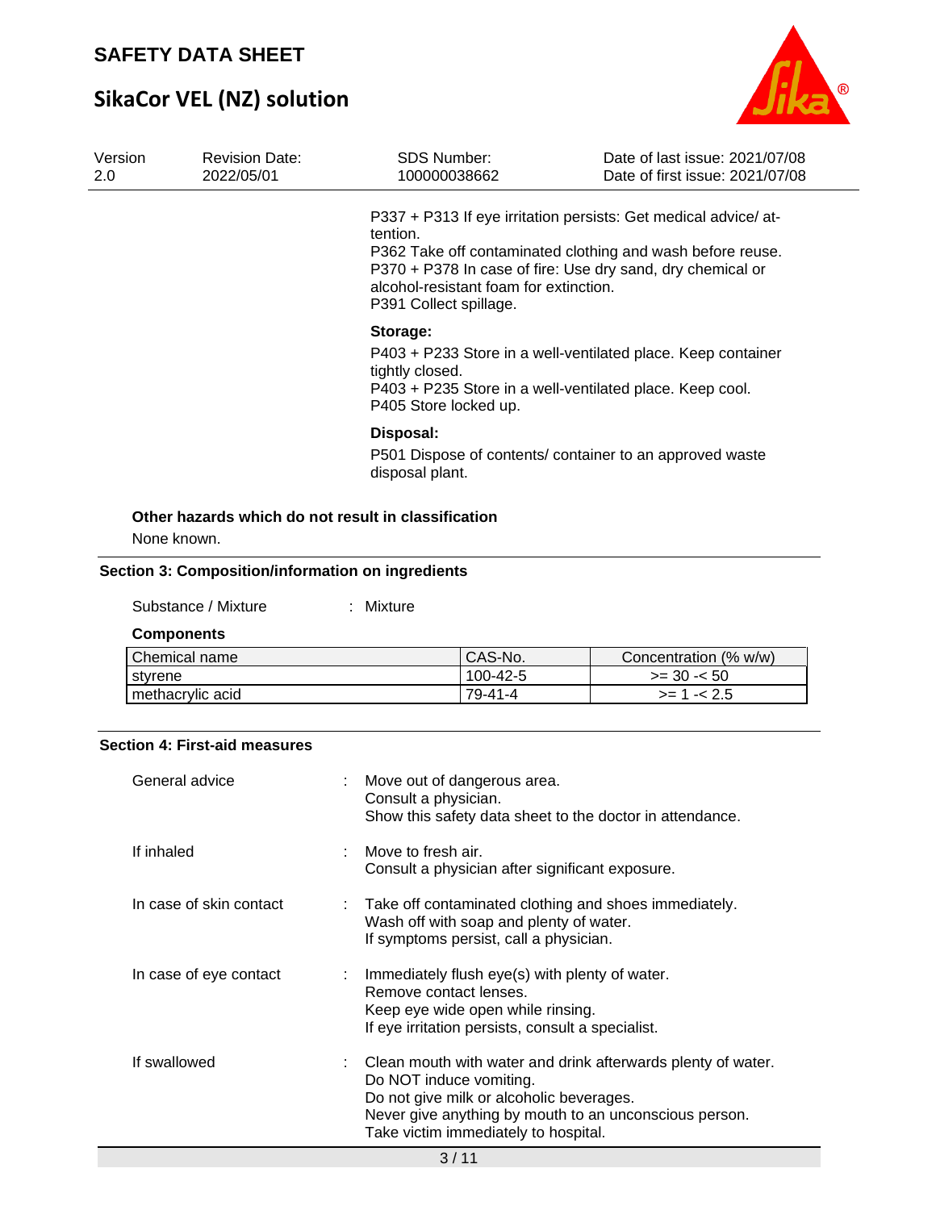P337 + P313 If eye irritation persists: Get medical advice/ attention.
P362 Take off contaminated clothing and wash before reuse.
P370 + P378 In case of fire: Use dry sand, dry chemical or alcohol-resistant foam for extinction.
P391 Collect spillage.

**Storage:**

P403 + P233 Store in a well-ventilated place. Keep container tightly closed.
P403 + P235 Store in a well-ventilated place. Keep cool.
P405 Store locked up.

**Disposal:**

P501 Dispose of contents/ container to an approved waste disposal plant.

**Other hazards which do not result in classification**

None known.

## Section 3: Composition/information on ingredients

Substance / Mixture : Mixture

**Components**

| Chemical name | CAS-No. | Concentration (% w/w) |
|---|---|---|
| styrene | 100-42-5 | >= 30 -< 50 |
| methacrylic acid | 79-41-4 | >= 1 -< 2.5 |

## Section 4: First-aid measures

General advice : Move out of dangerous area.
Consult a physician.
Show this safety data sheet to the doctor in attendance.

If inhaled : Move to fresh air.
Consult a physician after significant exposure.

In case of skin contact : Take off contaminated clothing and shoes immediately.
Wash off with soap and plenty of water.
If symptoms persist, call a physician.

In case of eye contact : Immediately flush eye(s) with plenty of water.
Remove contact lenses.
Keep eye wide open while rinsing.
If eye irritation persists, consult a specialist.

If swallowed : Clean mouth with water and drink afterwards plenty of water.
Do NOT induce vomiting.
Do not give milk or alcoholic beverages.
Never give anything by mouth to an unconscious person.
Take victim immediately to hospital.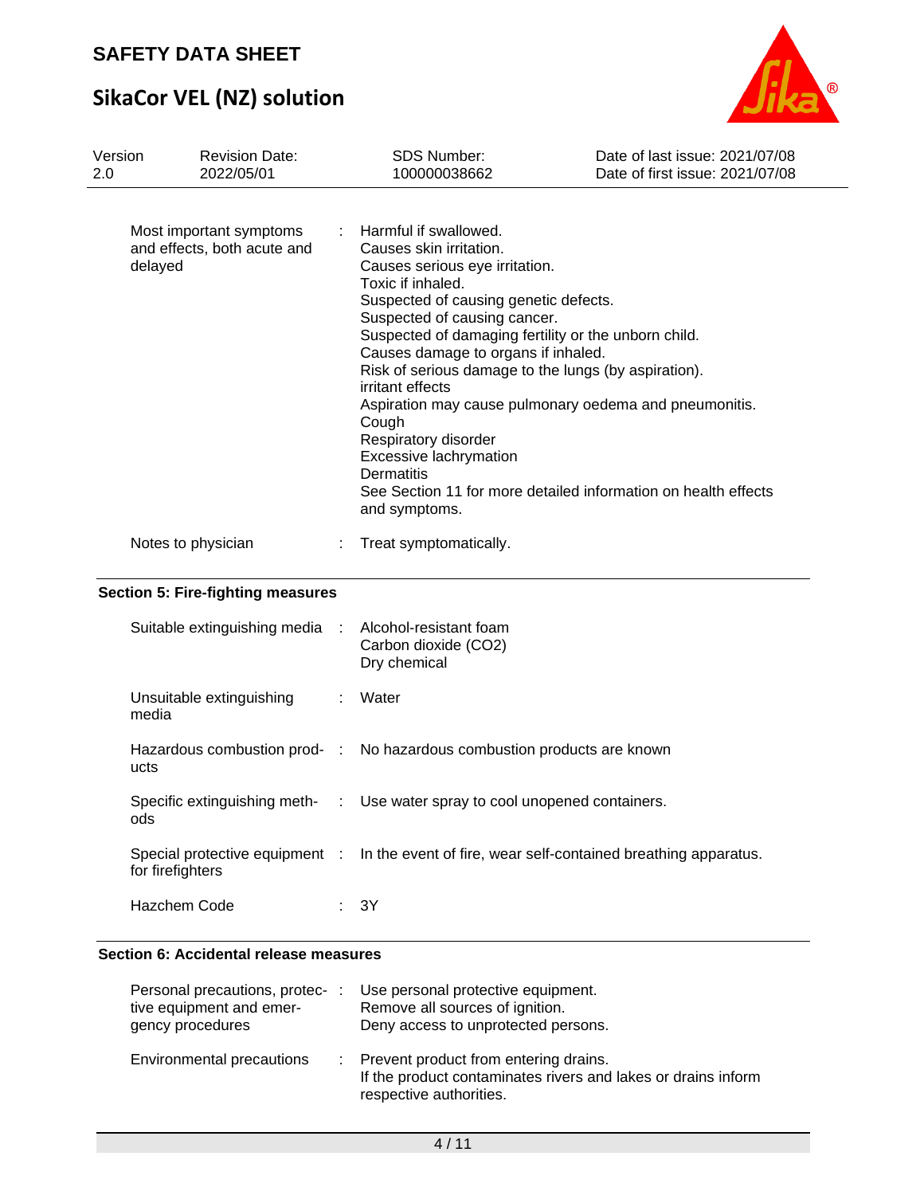| | | |
|---|---|---|
| Most important symptoms and effects, both acute and delayed | : | Harmful if swallowed.<br>Causes skin irritation.<br>Causes serious eye irritation.<br>Toxic if inhaled.<br>Suspected of causing genetic defects.<br>Suspected of causing cancer.<br>Suspected of damaging fertility or the unborn child.<br>Causes damage to organs if inhaled.<br>Risk of serious damage to the lungs (by aspiration).<br>irritant effects<br>Aspiration may cause pulmonary oedema and pneumonitis.<br>Cough<br>Respiratory disorder<br>Excessive lachrymation<br>Dermatitis<br>See Section 11 for more detailed information on health effects and symptoms. |
| Notes to physician | : | Treat symptomatically. |

## Section 5: Fire-fighting measures

| | | |
|---|---|---|
| Suitable extinguishing media | : | Alcohol-resistant foam<br>Carbon dioxide ($CO_2$)<br>Dry chemical |
| Unsuitable extinguishing media | : | Water |
| Hazardous combustion products | : | No hazardous combustion products are known |
| Specific extinguishing methods | : | Use water spray to cool unopened containers. |
| Special protective equipment for firefighters | : | In the event of fire, wear self-contained breathing apparatus. |
| Hazchem Code | : | 3Y |

## Section 6: Accidental release measures

| | | |
|---|---|---|
| Personal precautions, protective equipment and emergency procedures | : | Use personal protective equipment.<br>Remove all sources of ignition.<br>Deny access to unprotected persons. |
| Environmental precautions | : | Prevent product from entering drains.<br>If the product contaminates rivers and lakes or drains inform respective authorities. |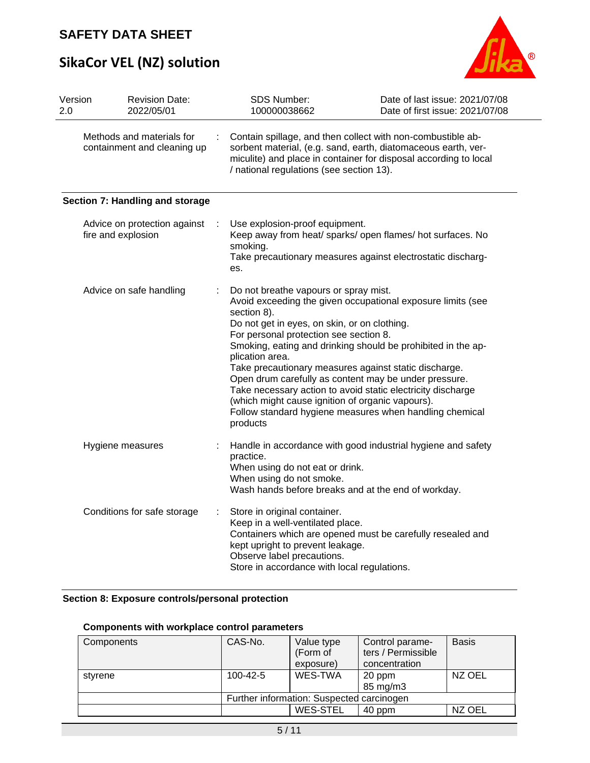Methods and materials for containment and cleaning up : Contain spillage, and then collect with non-combustible absorbent material, (e.g. sand, earth, diatomaceous earth, vermiculite) and place in container for disposal according to local / national regulations (see section 13).

## Section 7: Handling and storage

**Advice on protection against fire and explosion** : Use explosion-proof equipment.
Keep away from heat/ sparks/ open flames/ hot surfaces. No smoking.
Take precautionary measures against electrostatic discharges.

**Advice on safe handling** : Do not breathe vapours or spray mist.
Avoid exceeding the given occupational exposure limits (see section 8).
Do not get in eyes, on skin, or on clothing.
For personal protection see section 8.
Smoking, eating and drinking should be prohibited in the application area.
Take precautionary measures against static discharge.
Open drum carefully as content may be under pressure.
Take necessary action to avoid static electricity discharge (which might cause ignition of organic vapours).
Follow standard hygiene measures when handling chemical products

**Hygiene measures** : Handle in accordance with good industrial hygiene and safety practice.
When using do not eat or drink.
When using do not smoke.
Wash hands before breaks and at the end of workday.

**Conditions for safe storage** : Store in original container.
Keep in a well-ventilated place.
Containers which are opened must be carefully resealed and kept upright to prevent leakage.
Observe label precautions.
Store in accordance with local regulations.

## Section 8: Exposure controls/personal protection

### Components with workplace control parameters

| Components | CAS-No. | Value type (Form of exposure) | Control parameters / Permissible concentration | Basis |
|---|---|---|---|---|
| styrene | 100-42-5 | WES-TWA | 20 ppm<br>85 mg/m3 | NZ OEL |
| | Further information: Suspected carcinogen | | | |
| | | WES-STEL | 40 ppm | NZ OEL |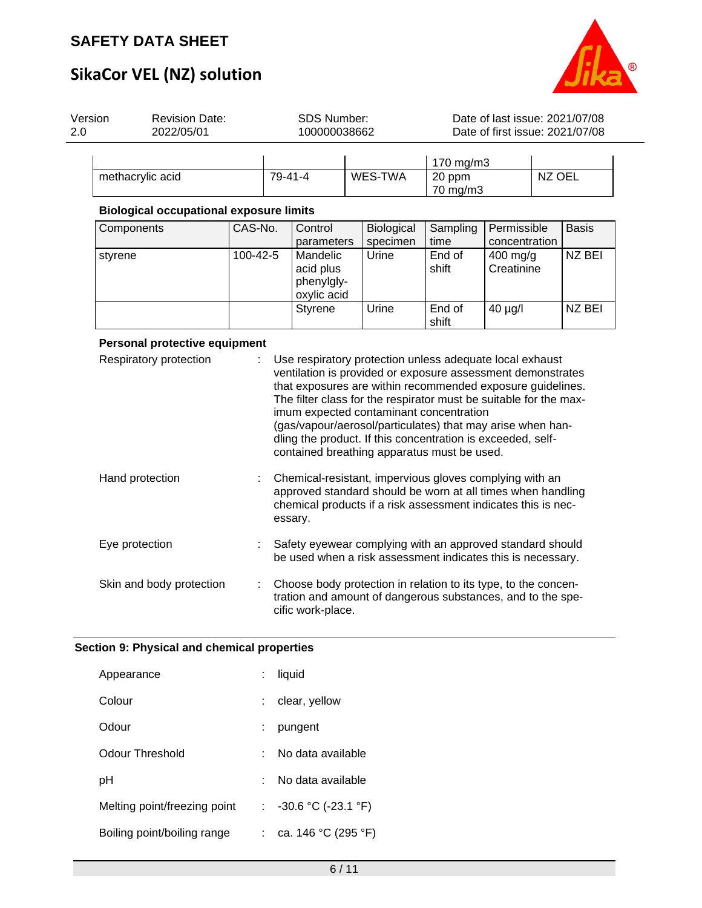| | | | 170 mg/m3 | |
|---|---|---|---|---|
| methacrylic acid | 79-41-4 | WES-TWA | 20 ppm<br>70 mg/m3 | NZ OEL |

**Biological occupational exposure limits**

| Components | CAS-No. | Control parameters | Biological specimen | Sampling time | Permissible concentration | Basis |
|---|---|---|---|---|---|---|
| styrene | 100-42-5 | Mandelic acid plus phenylglyoxylic acid | Urine | End of shift | 400 mg/g Creatinine | NZ BEI |
| | | Styrene | Urine | End of shift | 40 µg/l | NZ BEI |

**Personal protective equipment**

Respiratory protection : Use respiratory protection unless adequate local exhaust ventilation is provided or exposure assessment demonstrates that exposures are within recommended exposure guidelines. The filter class for the respirator must be suitable for the maximum expected contaminant concentration (gas/vapour/aerosol/particulates) that may arise when handling the product. If this concentration is exceeded, self-contained breathing apparatus must be used.

Hand protection : Chemical-resistant, impervious gloves complying with an approved standard should be worn at all times when handling chemical products if a risk assessment indicates this is necessary.

Eye protection : Safety eyewear complying with an approved standard should be used when a risk assessment indicates this is necessary.

Skin and body protection : Choose body protection in relation to its type, to the concentration and amount of dangerous substances, and to the specific work-place.

## Section 9: Physical and chemical properties

Appearance : liquid

Colour : clear, yellow

Odour : pungent

Odour Threshold : No data available

pH : No data available

Melting point/freezing point : -30.6 °C (-23.1 °F)

Boiling point/boiling range : ca. 146 °C (295 °F)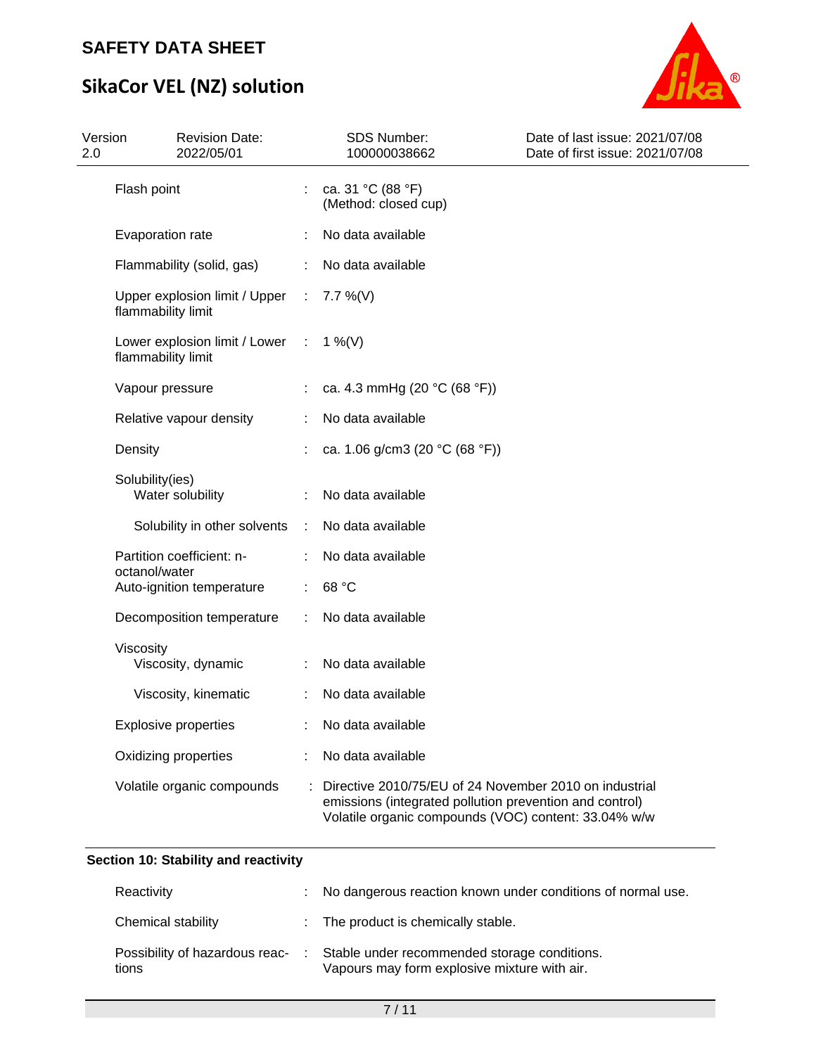| | | |
|---|---|---|
| Flash point | : | ca. 31 °C (88 °F)<br>(Method: closed cup) |
| Evaporation rate | : | No data available |
| Flammability (solid, gas) | : | No data available |
| Upper explosion limit / Upper flammability limit | : | 7.7 %(V) |
| Lower explosion limit / Lower flammability limit | : | 1 %(V) |
| Vapour pressure | : | ca. 4.3 mmHg (20 °C (68 °F)) |
| Relative vapour density | : | No data available |
| Density | : | ca. 1.06 g/cm3 (20 °C (68 °F)) |
| Solubility(ies)<br>Water solubility | : | No data available |
| Solubility in other solvents | : | No data available |
| Partition coefficient: n-octanol/water | : | No data available |
| Auto-ignition temperature | : | 68 °C |
| Decomposition temperature | : | No data available |
| Viscosity<br>Viscosity, dynamic | : | No data available |
| Viscosity, kinematic | : | No data available |
| Explosive properties | : | No data available |
| Oxidizing properties | : | No data available |
| Volatile organic compounds | : | Directive 2010/75/EU of 24 November 2010 on industrial emissions (integrated pollution prevention and control)<br>Volatile organic compounds (VOC) content: 33.04% w/w |

## Section 10: Stability and reactivity

| | | |
|---|---|---|
| Reactivity | : | No dangerous reaction known under conditions of normal use. |
| Chemical stability | : | The product is chemically stable. |
| Possibility of hazardous reactions | : | Stable under recommended storage conditions.<br>Vapours may form explosive mixture with air. |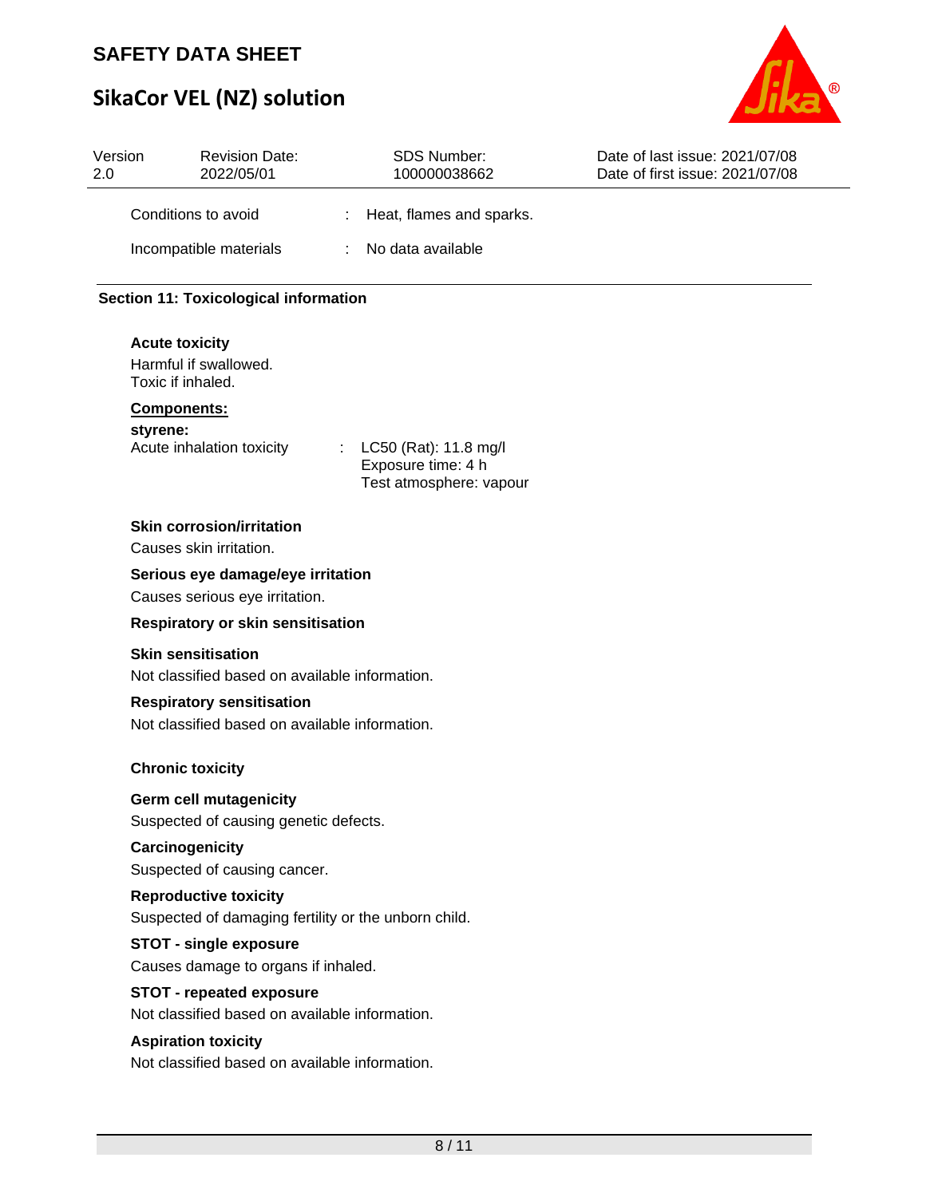Conditions to avoid : Heat, flames and sparks.

Incompatible materials : No data available

## Section 11: Toxicological information

**Acute toxicity**

Harmful if swallowed.
Toxic if inhaled.

**Components:**

**styrene:**

Acute inhalation toxicity : LC50 (Rat): 11.8 mg/l
Exposure time: 4 h
Test atmosphere: vapour

**Skin corrosion/irritation**

Causes skin irritation.

**Serious eye damage/eye irritation**

Causes serious eye irritation.

**Respiratory or skin sensitisation**

**Skin sensitisation**

Not classified based on available information.

**Respiratory sensitisation**

Not classified based on available information.

**Chronic toxicity**

**Germ cell mutagenicity**

Suspected of causing genetic defects.

**Carcinogenicity**

Suspected of causing cancer.

**Reproductive toxicity**

Suspected of damaging fertility or the unborn child.

**STOT - single exposure**

Causes damage to organs if inhaled.

**STOT - repeated exposure**

Not classified based on available information.

**Aspiration toxicity**

Not classified based on available information.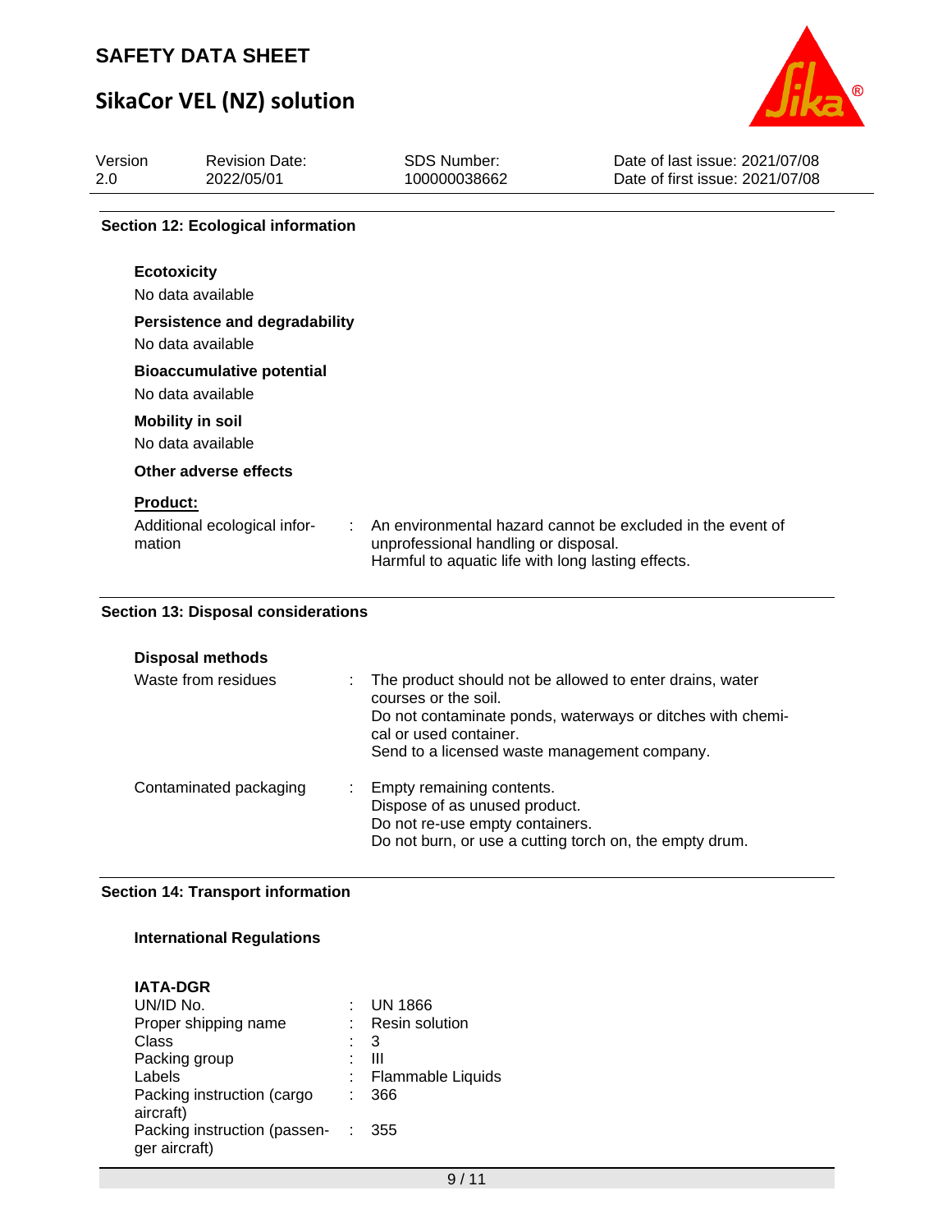## Section 12: Ecological information

### Ecotoxicity

No data available

### Persistence and degradability

No data available

### Bioaccumulative potential

No data available

### Mobility in soil

No data available

### Other adverse effects

**Product:**

| | |
|---|---|
| Additional ecological information | An environmental hazard cannot be excluded in the event of unprofessional handling or disposal.<br>Harmful to aquatic life with long lasting effects. |

## Section 13: Disposal considerations

### Disposal methods

| | |
|---|---|
| Waste from residues | The product should not be allowed to enter drains, water courses or the soil.<br>Do not contaminate ponds, waterways or ditches with chemical or used container.<br>Send to a licensed waste management company. |
| Contaminated packaging | Empty remaining contents.<br>Dispose of as unused product.<br>Do not re-use empty containers.<br>Do not burn, or use a cutting torch on, the empty drum. |

## Section 14: Transport information

### International Regulations

**IATA-DGR**

| | |
|---|---|
| UN/ID No. | UN 1866 |
| Proper shipping name | Resin solution |
| Class | 3 |
| Packing group | III |
| Labels | Flammable Liquids |
| Packing instruction (cargo aircraft) | 366 |
| Packing instruction (passenger aircraft) | 355 |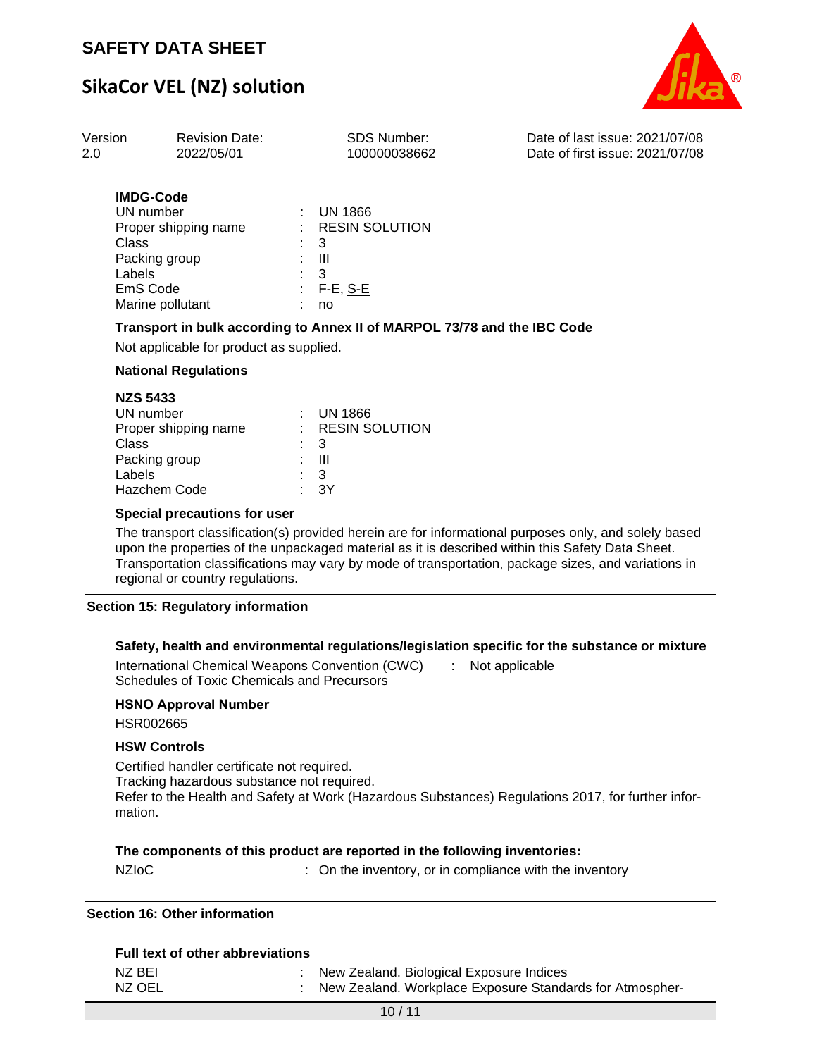**IMDG-Code**

| | | |
|---|---|---|
| UN number | : | UN 1866 |
| Proper shipping name | : | RESIN SOLUTION |
| Class | : | 3 |
| Packing group | : | III |
| Labels | : | 3 |
| EmS Code | : | F-E, S-E |
| Marine pollutant | : | no |

**Transport in bulk according to Annex II of MARPOL 73/78 and the IBC Code**

Not applicable for product as supplied.

**National Regulations**

**NZS 5433**

| | | |
|---|---|---|
| UN number | : | UN 1866 |
| Proper shipping name | : | RESIN SOLUTION |
| Class | : | 3 |
| Packing group | : | III |
| Labels | : | 3 |
| Hazchem Code | : | 3Y |

**Special precautions for user**

The transport classification(s) provided herein are for informational purposes only, and solely based upon the properties of the unpackaged material as it is described within this Safety Data Sheet. Transportation classifications may vary by mode of transportation, package sizes, and variations in regional or country regulations.

## Section 15: Regulatory information

**Safety, health and environmental regulations/legislation specific for the substance or mixture**

International Chemical Weapons Convention (CWC) Schedules of Toxic Chemicals and Precursors : Not applicable

**HSNO Approval Number**

HSR002665

**HSW Controls**

Certified handler certificate not required.
Tracking hazardous substance not required.
Refer to the Health and Safety at Work (Hazardous Substances) Regulations 2017, for further information.

**The components of this product are reported in the following inventories:**

NZIoC : On the inventory, or in compliance with the inventory

## Section 16: Other information

**Full text of other abbreviations**

| | | |
|---|---|---|
| NZ BEI | : | New Zealand. Biological Exposure Indices |
| NZ OEL | : | New Zealand. Workplace Exposure Standards for Atmospher- |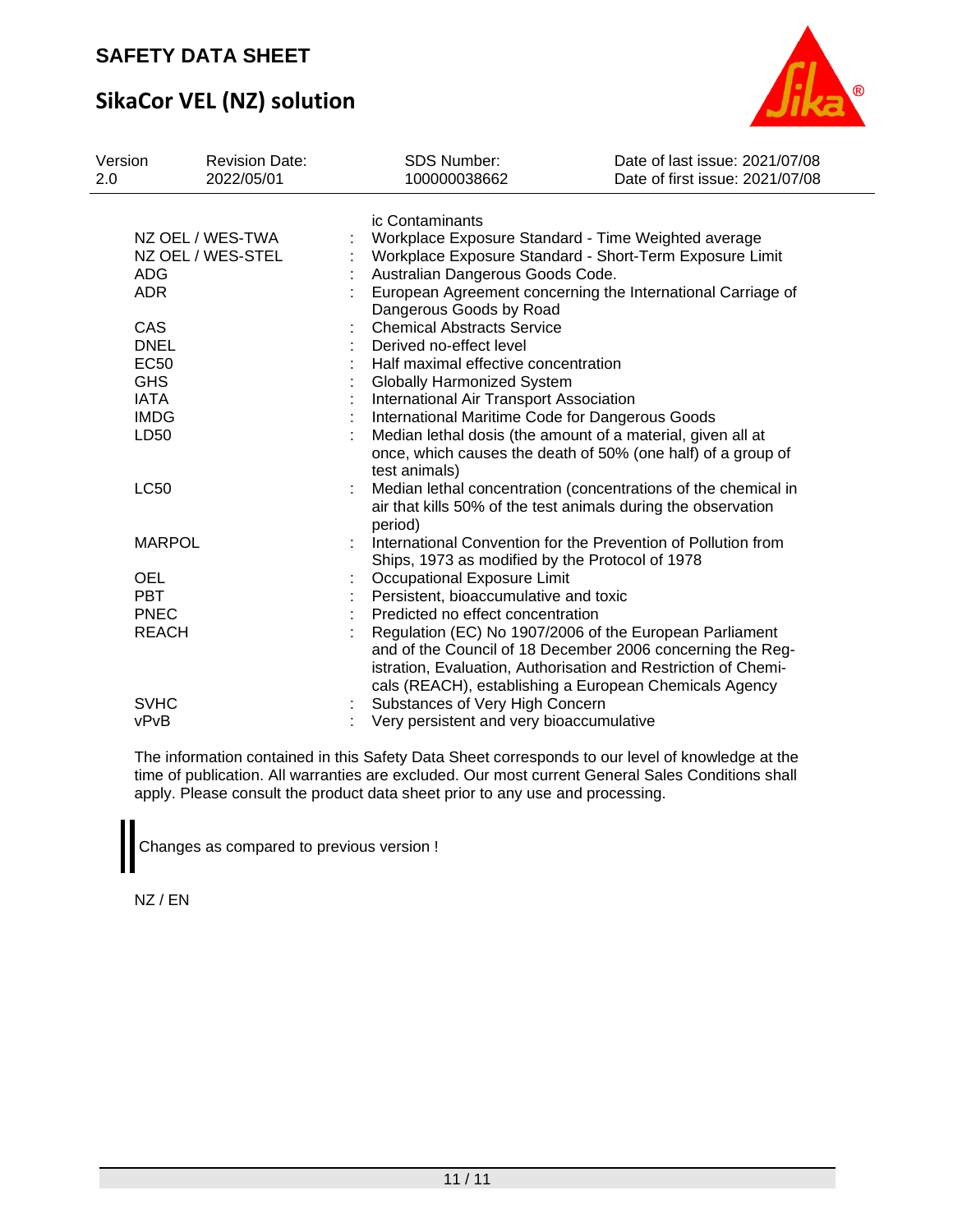| | | |
|---|---|---|
| | | ic Contaminants |
| NZ OEL / WES-TWA | : | Workplace Exposure Standard - Time Weighted average |
| NZ OEL / WES-STEL | : | Workplace Exposure Standard - Short-Term Exposure Limit |
| ADG | : | Australian Dangerous Goods Code. |
| ADR | : | European Agreement concerning the International Carriage of Dangerous Goods by Road |
| CAS | : | Chemical Abstracts Service |
| DNEL | : | Derived no-effect level |
| EC50 | : | Half maximal effective concentration |
| GHS | : | Globally Harmonized System |
| IATA | : | International Air Transport Association |
| IMDG | : | International Maritime Code for Dangerous Goods |
| LD50 | : | Median lethal dosis (the amount of a material, given all at once, which causes the death of 50% (one half) of a group of test animals) |
| LC50 | : | Median lethal concentration (concentrations of the chemical in air that kills 50% of the test animals during the observation period) |
| MARPOL | : | International Convention for the Prevention of Pollution from Ships, 1973 as modified by the Protocol of 1978 |
| OEL | : | Occupational Exposure Limit |
| PBT | : | Persistent, bioaccumulative and toxic |
| PNEC | : | Predicted no effect concentration |
| REACH | : | Regulation (EC) No 1907/2006 of the European Parliament and of the Council of 18 December 2006 concerning the Registration, Evaluation, Authorisation and Restriction of Chemicals (REACH), establishing a European Chemicals Agency |
| SVHC | : | Substances of Very High Concern |
| vPvB | : | Very persistent and very bioaccumulative |

The information contained in this Safety Data Sheet corresponds to our level of knowledge at the time of publication. All warranties are excluded. Our most current General Sales Conditions shall apply. Please consult the product data sheet prior to any use and processing.

Changes as compared to previous version !

NZ / EN